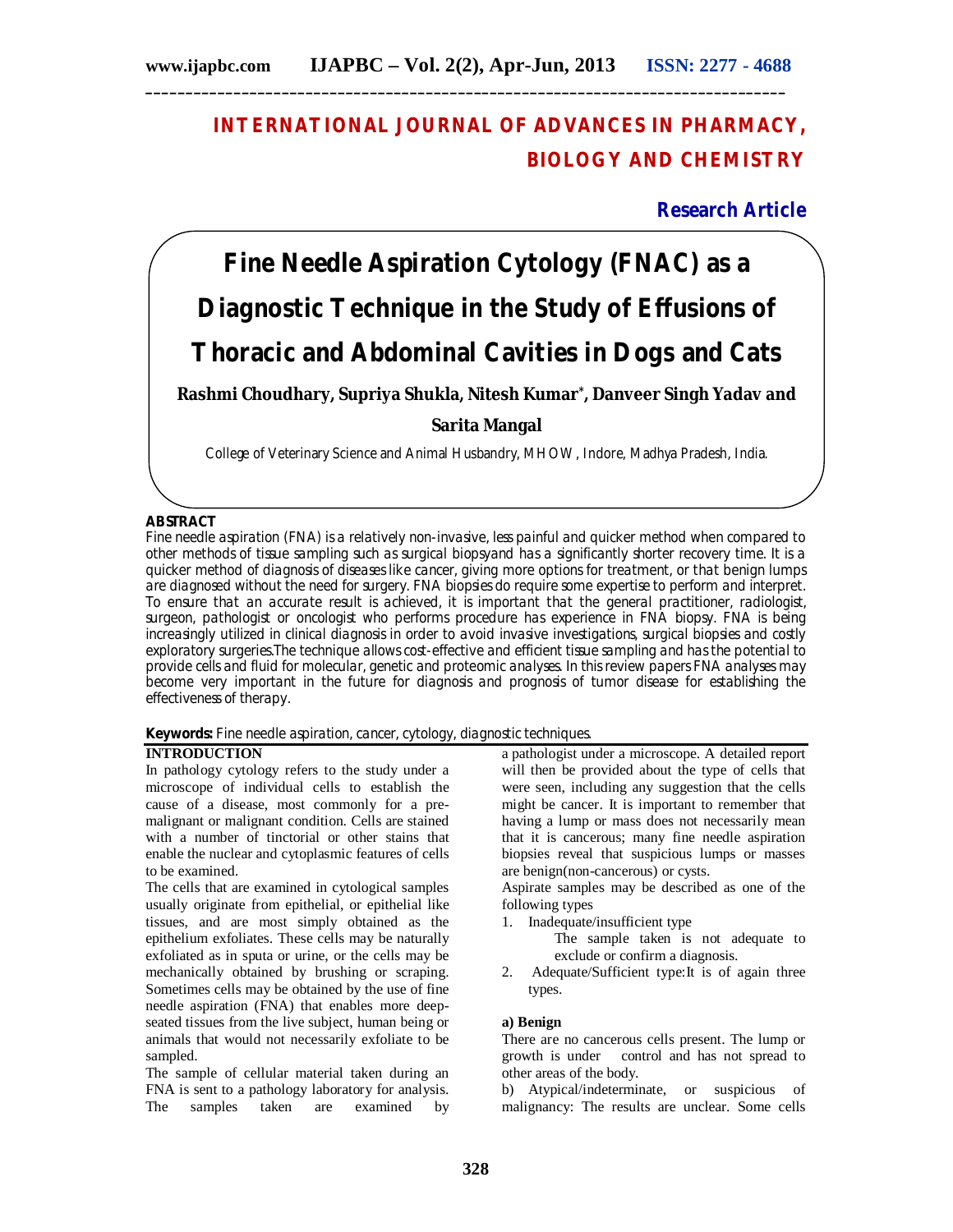# INTERNATIONAL JOURNAL OF ADVANCES IN PHARMACY, BIOLOGY AND CHEMISTRY

**Research Article**

# Fine Needle Aspiration Cytology (FNAC) as a Diagnostic Technique in the Study of Effusions of Thoracic and Abdominal Cavities in Dogs and Cats

**Rashmi Choudhary, Supriya Shukla, Nitesh Kumar*, Danveer Singh Yadav and Sarita Mangal**

College of Veterinary Science and Animal Husbandry, MHOW, Indore, Madhya Pradesh, India.

## ABSTRACT

Fine needle aspiration (FNA) is a relatively non-invasive, less painful and quicker method when compared to other methods of tissue sampling such as surgical biopsyand has a significantly shorter recovery time. It is a quicker method of diagnosis of diseases like cancer, giving more options for treatment, or that benign lumps are diagnosed without the need for surgery. FNA biopsies do require some expertise to perform and interpret. To ensure that an accurate result is achieved, it is important that the general practitioner, radiologist, surgeon, pathologist or oncologist who performs procedure has experience in FNA biopsy. FNA is being increasingly utilized in clinical diagnosis in order to avoid invasive investigations, surgical biopsies and costly exploratory surgeries.The technique allows cost-effective and efficient tissue sampling and has the potential to provide cells and fluid for molecular, genetic and proteomic analyses. In this review papers FNA analyses may become very important in the future for diagnosis and prognosis of tumor disease for establishing the effectiveness of therapy.

**Keywords:** Fine needle aspiration, cancer, cytology, diagnostic techniques.

## INTRODUCTION

In pathology cytology refers to the study under a microscope of individual cells to establish the cause of a disease, most commonly for a pre-malignant or malignant condition. Cells are stained with a number of tinctorial or other stains that enable the nuclear and cytoplasmic features of cells to be examined.

The cells that are examined in cytological samples usually originate from epithelial, or epithelial like tissues, and are most simply obtained as the epithelium exfoliates. These cells may be naturally exfoliated as in sputa or urine, or the cells may be mechanically obtained by brushing or scraping. Sometimes cells may be obtained by the use of fine needle aspiration (FNA) that enables more deep-seated tissues from the live subject, human being or animals that would not necessarily exfoliate to be sampled.

The sample of cellular material taken during an FNA is sent to a pathology laboratory for analysis. The samples taken are examined by a pathologist under a microscope. A detailed report will then be provided about the type of cells that were seen, including any suggestion that the cells might be cancer. It is important to remember that having a lump or mass does not necessarily mean that it is cancerous; many fine needle aspiration biopsies reveal that suspicious lumps or masses are benign(non-cancerous) or cysts.

Aspirate samples may be described as one of the following types

1. Inadequate/insufficient type

   The sample taken is not adequate to exclude or confirm a diagnosis.

2. Adequate/Sufficient type:It is of again three types.

**a) Benign**

There are no cancerous cells present. The lump or growth is under control and has not spread to other areas of the body.

b) Atypical/indeterminate, or suspicious of malignancy: The results are unclear. Some cells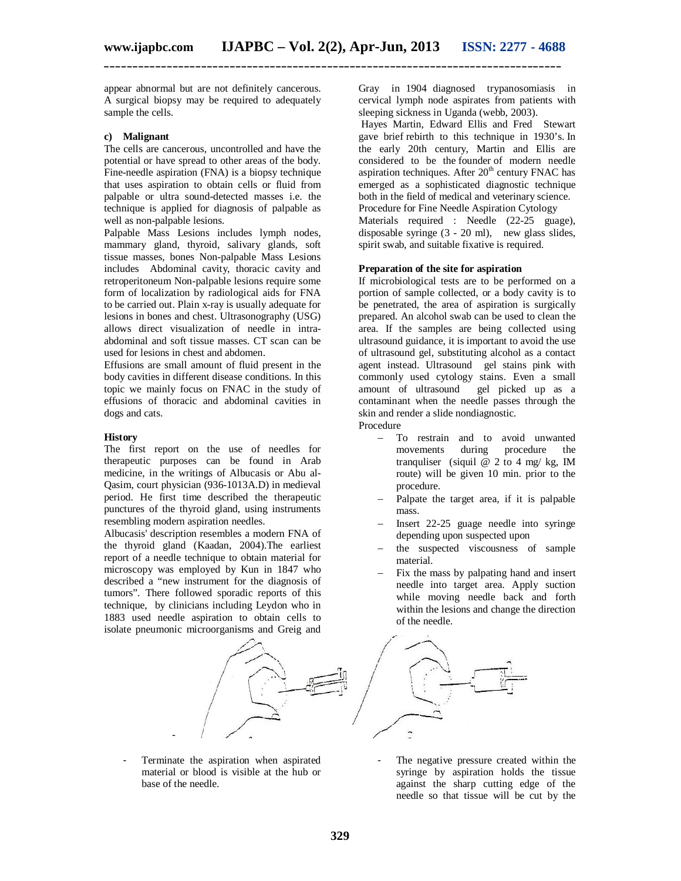appear abnormal but are not definitely cancerous. A surgical biopsy may be required to adequately sample the cells.

**c) Malignant**

The cells are cancerous, uncontrolled and have the potential or have spread to other areas of the body. Fine-needle aspiration (FNA) is a biopsy technique that uses aspiration to obtain cells or fluid from palpable or ultra sound-detected masses i.e. the technique is applied for diagnosis of palpable as well as non-palpable lesions.

Palpable Mass Lesions includes lymph nodes, mammary gland, thyroid, salivary glands, soft tissue masses, bones Non-palpable Mass Lesions includes Abdominal cavity, thoracic cavity and retroperitoneum Non-palpable lesions require some form of localization by radiological aids for FNA to be carried out. Plain x-ray is usually adequate for lesions in bones and chest. Ultrasonography (USG) allows direct visualization of needle in intra-abdominal and soft tissue masses. CT scan can be used for lesions in chest and abdomen.

Effusions are small amount of fluid present in the body cavities in different disease conditions. In this topic we mainly focus on FNAC in the study of effusions of thoracic and abdominal cavities in dogs and cats.

**History**

The first report on the use of needles for therapeutic purposes can be found in Arab medicine, in the writings of Albucasis or Abu al-Qasim, court physician (936-1013A.D) in medieval period. He first time described the therapeutic punctures of the thyroid gland, using instruments resembling modern aspiration needles.

Albucasis' description resembles a modern FNA of the thyroid gland (Kaadan, 2004).The earliest report of a needle technique to obtain material for microscopy was employed by Kun in 1847 who described a "new instrument for the diagnosis of tumors". There followed sporadic reports of this technique, by clinicians including Leydon who in 1883 used needle aspiration to obtain cells to isolate pneumonic microorganisms and Greig and Gray in 1904 diagnosed trypanosomiasis in cervical lymph node aspirates from patients with sleeping sickness in Uganda (webb, 2003).

Hayes Martin, Edward Ellis and Fred Stewart gave brief rebirth to this technique in 1930's. In the early 20th century, Martin and Ellis are considered to be the founder of modern needle aspiration techniques. After 20th century FNAC has emerged as a sophisticated diagnostic technique both in the field of medical and veterinary science.

Procedure for Fine Needle Aspiration Cytology

Materials required : Needle (22-25 guage), disposable syringe (3 - 20 ml), new glass slides, spirit swab, and suitable fixative is required.

**Preparation of the site for aspiration**

If microbiological tests are to be performed on a portion of sample collected, or a body cavity is to be penetrated, the area of aspiration is surgically prepared. An alcohol swab can be used to clean the area. If the samples are being collected using ultrasound guidance, it is important to avoid the use of ultrasound gel, substituting alcohol as a contact agent instead. Ultrasound gel stains pink with commonly used cytology stains. Even a small amount of ultrasound gel picked up as a contaminant when the needle passes through the skin and render a slide nondiagnostic.

Procedure

- To restrain and to avoid unwanted movements during procedure the tranquiliser (siquil @ 2 to 4 mg/ kg, IM route) will be given 10 min. prior to the procedure.
- Palpate the target area, if it is palpable mass.
- Insert 22-25 guage needle into syringe depending upon suspected upon
- the suspected viscousness of sample material.
- Fix the mass by palpating hand and insert needle into target area. Apply suction while moving needle back and forth within the lesions and change the direction of the needle.
- Terminate the aspiration when aspirated material or blood is visible at the hub or base of the needle.
- The negative pressure created within the syringe by aspiration holds the tissue against the sharp cutting edge of the needle so that tissue will be cut by the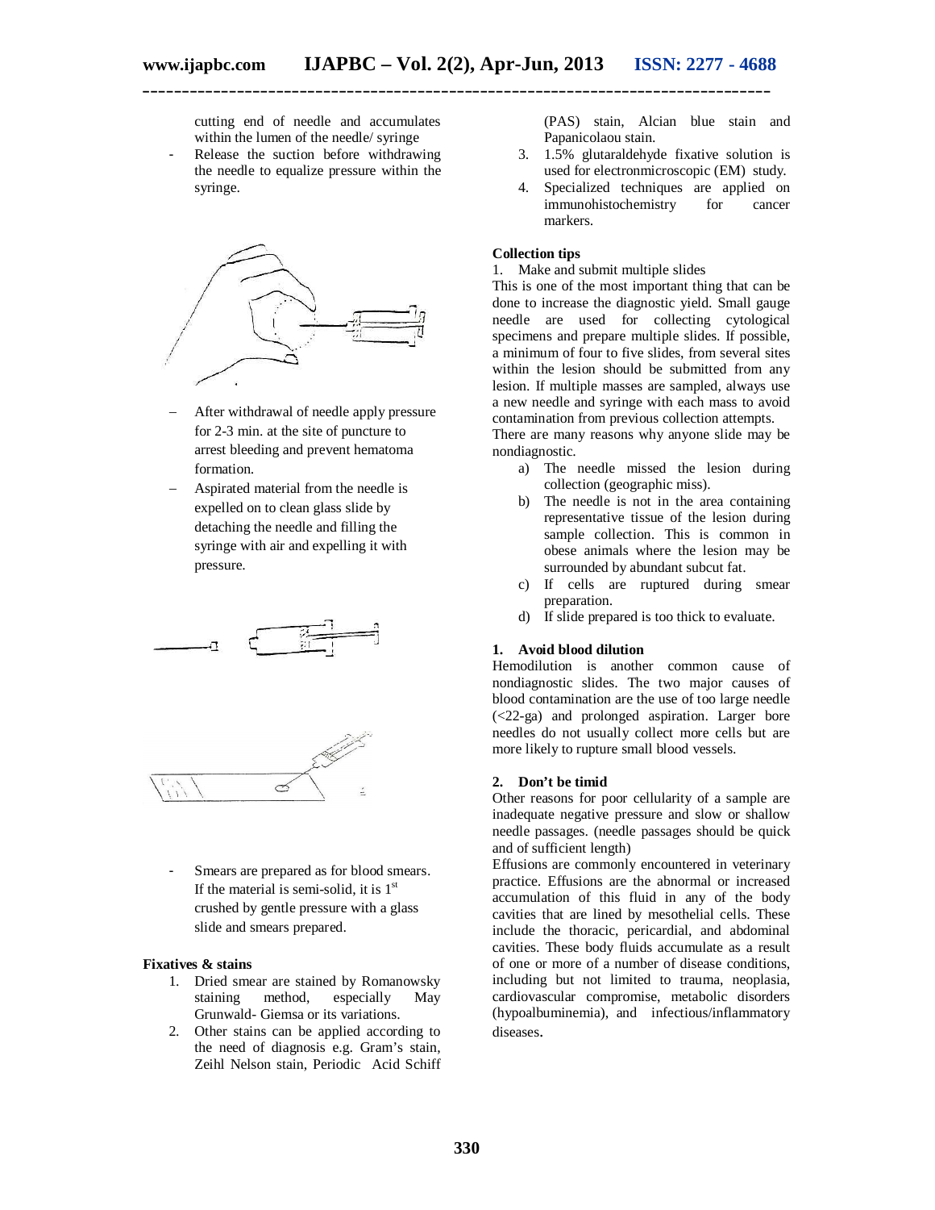cutting end of needle and accumulates within the lumen of the needle/ syringe

- Release the suction before withdrawing the needle to equalize pressure within the syringe.

- After withdrawal of needle apply pressure for 2-3 min. at the site of puncture to arrest bleeding and prevent hematoma formation.
- Aspirated material from the needle is expelled on to clean glass slide by detaching the needle and filling the syringe with air and expelling it with pressure.

- Smears are prepared as for blood smears. If the material is semi-solid, it is 1st crushed by gentle pressure with a glass slide and smears prepared.

**Fixatives & stains**

1. Dried smear are stained by Romanowsky staining method, especially May Grunwald- Giemsa or its variations.
2. Other stains can be applied according to the need of diagnosis e.g. Gram's stain, Zeihl Nelson stain, Periodic Acid Schiff (PAS) stain, Alcian blue stain and Papanicolaou stain.
3. 1.5% glutaraldehyde fixative solution is used for electronmicroscopic (EM) study.
4. Specialized techniques are applied on immunohistochemistry for cancer markers.

**Collection tips**

1. Make and submit multiple slides

This is one of the most important thing that can be done to increase the diagnostic yield. Small gauge needle are used for collecting cytological specimens and prepare multiple slides. If possible, a minimum of four to five slides, from several sites within the lesion should be submitted from any lesion. If multiple masses are sampled, always use a new needle and syringe with each mass to avoid contamination from previous collection attempts.

There are many reasons why anyone slide may be nondiagnostic.

a) The needle missed the lesion during collection (geographic miss).
b) The needle is not in the area containing representative tissue of the lesion during sample collection. This is common in obese animals where the lesion may be surrounded by abundant subcut fat.
c) If cells are ruptured during smear preparation.
d) If slide prepared is too thick to evaluate.

**1. Avoid blood dilution**

Hemodilution is another common cause of nondiagnostic slides. The two major causes of blood contamination are the use of too large needle (<22-ga) and prolonged aspiration. Larger bore needles do not usually collect more cells but are more likely to rupture small blood vessels.

**2. Don't be timid**

Other reasons for poor cellularity of a sample are inadequate negative pressure and slow or shallow needle passages. (needle passages should be quick and of sufficient length)

Effusions are commonly encountered in veterinary practice. Effusions are the abnormal or increased accumulation of this fluid in any of the body cavities that are lined by mesothelial cells. These include the thoracic, pericardial, and abdominal cavities. These body fluids accumulate as a result of one or more of a number of disease conditions, including but not limited to trauma, neoplasia, cardiovascular compromise, metabolic disorders (hypoalbuminemia), and infectious/inflammatory diseases.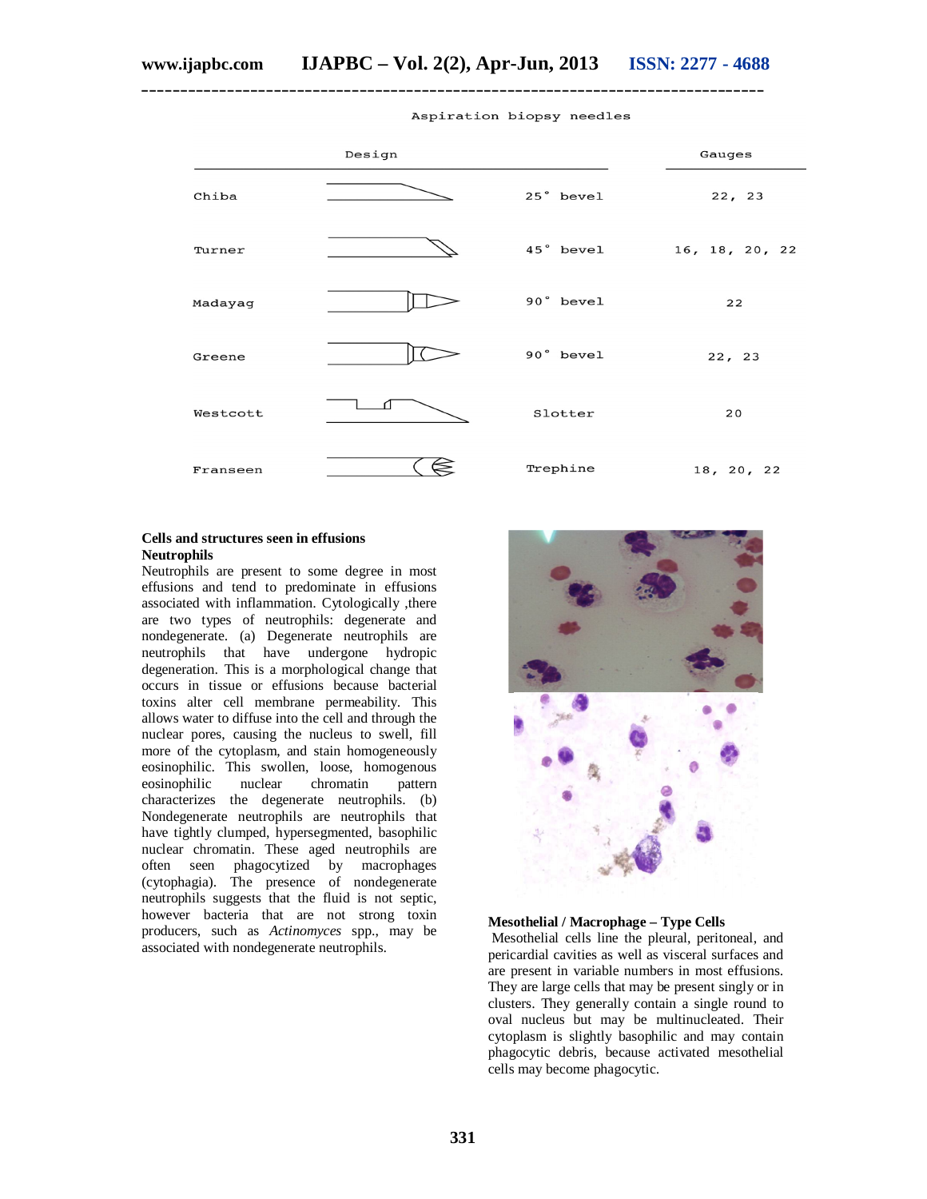Aspiration biopsy needles

| | Design | | Gauges |
|---|---|---|---|
| Chiba | | 25° bevel | 22, 23 |
| Turner | | 45° bevel | 16, 18, 20, 22 |
| Madayag | | 90° bevel | 22 |
| Greene | | 90° bevel | 22, 23 |
| Westcott | | Slotter | 20 |
| Franseen | | Trephine | 18, 20, 22 |

### Cells and structures seen in effusions

#### Neutrophils

Neutrophils are present to some degree in most effusions and tend to predominate in effusions associated with inflammation. Cytologically ,there are two types of neutrophils: degenerate and nondegenerate. (a) Degenerate neutrophils are neutrophils that have undergone hydropic degeneration. This is a morphological change that occurs in tissue or effusions because bacterial toxins alter cell membrane permeability. This allows water to diffuse into the cell and through the nuclear pores, causing the nucleus to swell, fill more of the cytoplasm, and stain homogeneously eosinophilic. This swollen, loose, homogenous eosinophilic nuclear chromatin pattern characterizes the degenerate neutrophils. (b) Nondegenerate neutrophils are neutrophils that have tightly clumped, hypersegmented, basophilic nuclear chromatin. These aged neutrophils are often seen phagocytized by macrophages (cytophagia). The presence of nondegenerate neutrophils suggests that the fluid is not septic, however bacteria that are not strong toxin producers, such as *Actinomyces* spp., may be associated with nondegenerate neutrophils.

#### Mesothelial / Macrophage – Type Cells

Mesothelial cells line the pleural, peritoneal, and pericardial cavities as well as visceral surfaces and are present in variable numbers in most effusions. They are large cells that may be present singly or in clusters. They generally contain a single round to oval nucleus but may be multinucleated. Their cytoplasm is slightly basophilic and may contain phagocytic debris, because activated mesothelial cells may become phagocytic.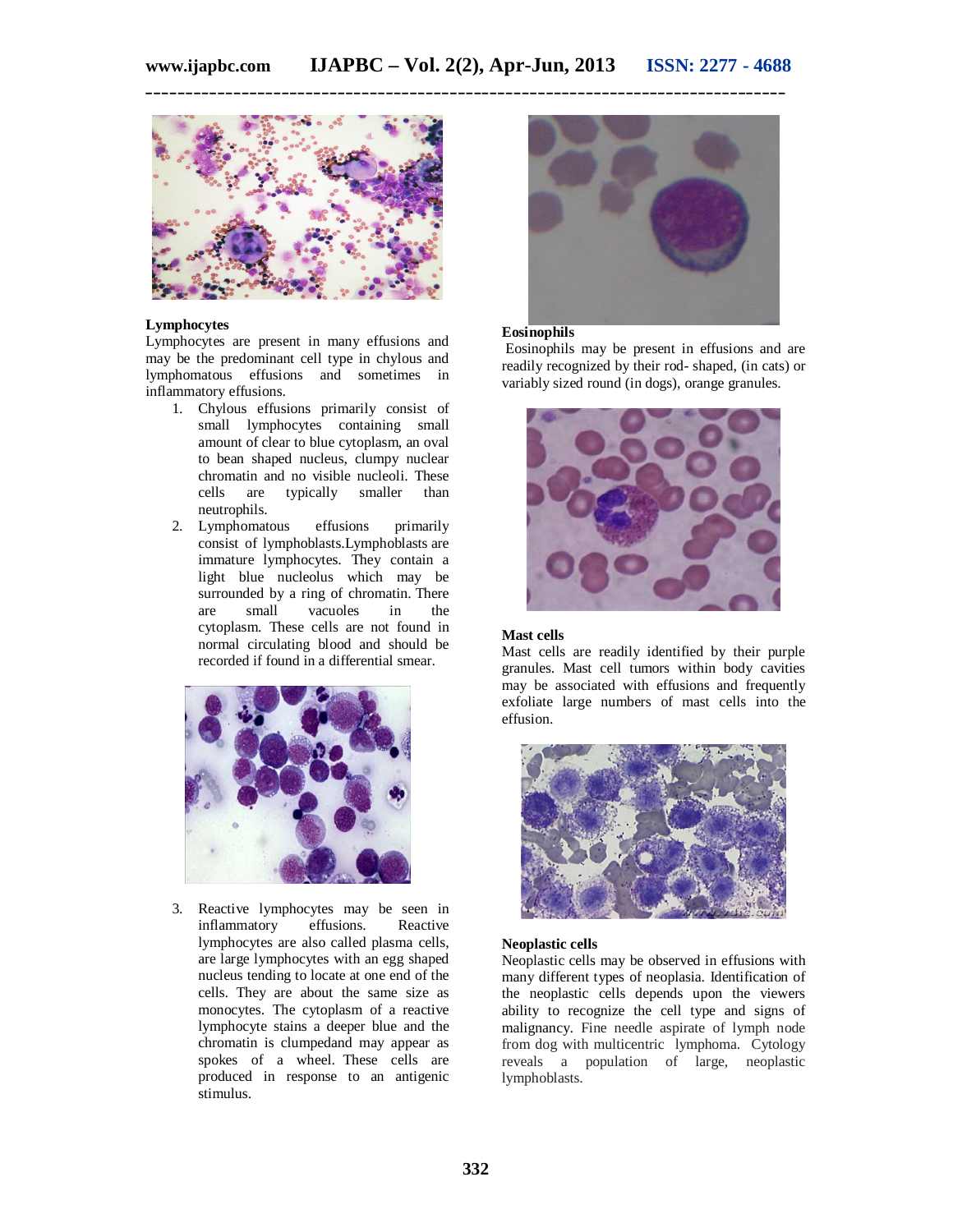### Lymphocytes

Lymphocytes are present in many effusions and may be the predominant cell type in chylous and lymphomatous effusions and sometimes in inflammatory effusions.

1. Chylous effusions primarily consist of small lymphocytes containing small amount of clear to blue cytoplasm, an oval to bean shaped nucleus, clumpy nuclear chromatin and no visible nucleoli. These cells are typically smaller than neutrophils.
2. Lymphomatous effusions primarily consist of lymphoblasts.Lymphoblasts are immature lymphocytes. They contain a light blue nucleolus which may be surrounded by a ring of chromatin. There are small vacuoles in the cytoplasm. These cells are not found in normal circulating blood and should be recorded if found in a differential smear.
3. Reactive lymphocytes may be seen in inflammatory effusions. Reactive lymphocytes are also called plasma cells, are large lymphocytes with an egg shaped nucleus tending to locate at one end of the cells. They are about the same size as monocytes. The cytoplasm of a reactive lymphocyte stains a deeper blue and the chromatin is clumpedand may appear as spokes of a wheel. These cells are produced in response to an antigenic stimulus.

### Eosinophils

Eosinophils may be present in effusions and are readily recognized by their rod- shaped, (in cats) or variably sized round (in dogs), orange granules.

### Mast cells

Mast cells are readily identified by their purple granules. Mast cell tumors within body cavities may be associated with effusions and frequently exfoliate large numbers of mast cells into the effusion.

### Neoplastic cells

Neoplastic cells may be observed in effusions with many different types of neoplasia. Identification of the neoplastic cells depends upon the viewers ability to recognize the cell type and signs of malignancy. Fine needle aspirate of lymph node from dog with multicentric lymphoma. Cytology reveals a population of large, neoplastic lymphoblasts.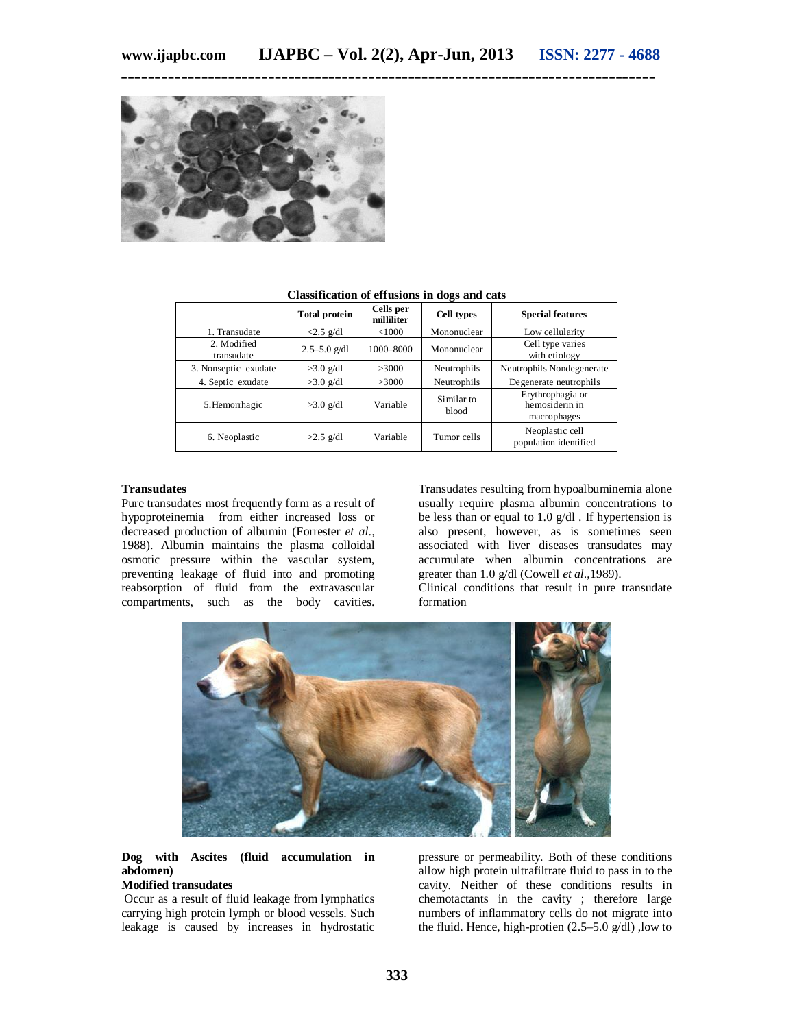**Classification of effusions in dogs and cats**

| | Total protein | Cells per milliliter | Cell types | Special features |
|---|---|---|---|---|
| 1. Transudate | <2.5 g/dl | <1000 | Mononuclear | Low cellularity |
| 2. Modified transudate | 2.5–5.0 g/dl | 1000–8000 | Mononuclear | Cell type varies with etiology |
| 3. Nonseptic exudate | >3.0 g/dl | >3000 | Neutrophils | Neutrophils Nondegenerate |
| 4. Septic exudate | >3.0 g/dl | >3000 | Neutrophils | Degenerate neutrophils |
| 5.Hemorrhagic | >3.0 g/dl | Variable | Similar to blood | Erythrophagia or hemosiderin in macrophages |
| 6. Neoplastic | >2.5 g/dl | Variable | Tumor cells | Neoplastic cell population identified |

**Transudates**

Pure transudates most frequently form as a result of hypoproteinemia from either increased loss or decreased production of albumin (Forrester *et al*., 1988). Albumin maintains the plasma colloidal osmotic pressure within the vascular system, preventing leakage of fluid into and promoting reabsorption of fluid from the extravascular compartments, such as the body cavities. Transudates resulting from hypoalbuminemia alone usually require plasma albumin concentrations to be less than or equal to 1.0 g/dl . If hypertension is also present, however, as is sometimes seen associated with liver diseases transudates may accumulate when albumin concentrations are greater than 1.0 g/dl (Cowell *et al*.,1989).

Clinical conditions that result in pure transudate formation

**Dog with Ascites (fluid accumulation in abdomen)**

**Modified transudates**

Occur as a result of fluid leakage from lymphatics carrying high protein lymph or blood vessels. Such leakage is caused by increases in hydrostatic pressure or permeability. Both of these conditions allow high protein ultrafiltrate fluid to pass in to the cavity. Neither of these conditions results in chemotactants in the cavity ; therefore large numbers of inflammatory cells do not migrate into the fluid. Hence, high-protien (2.5–5.0 g/dl) ,low to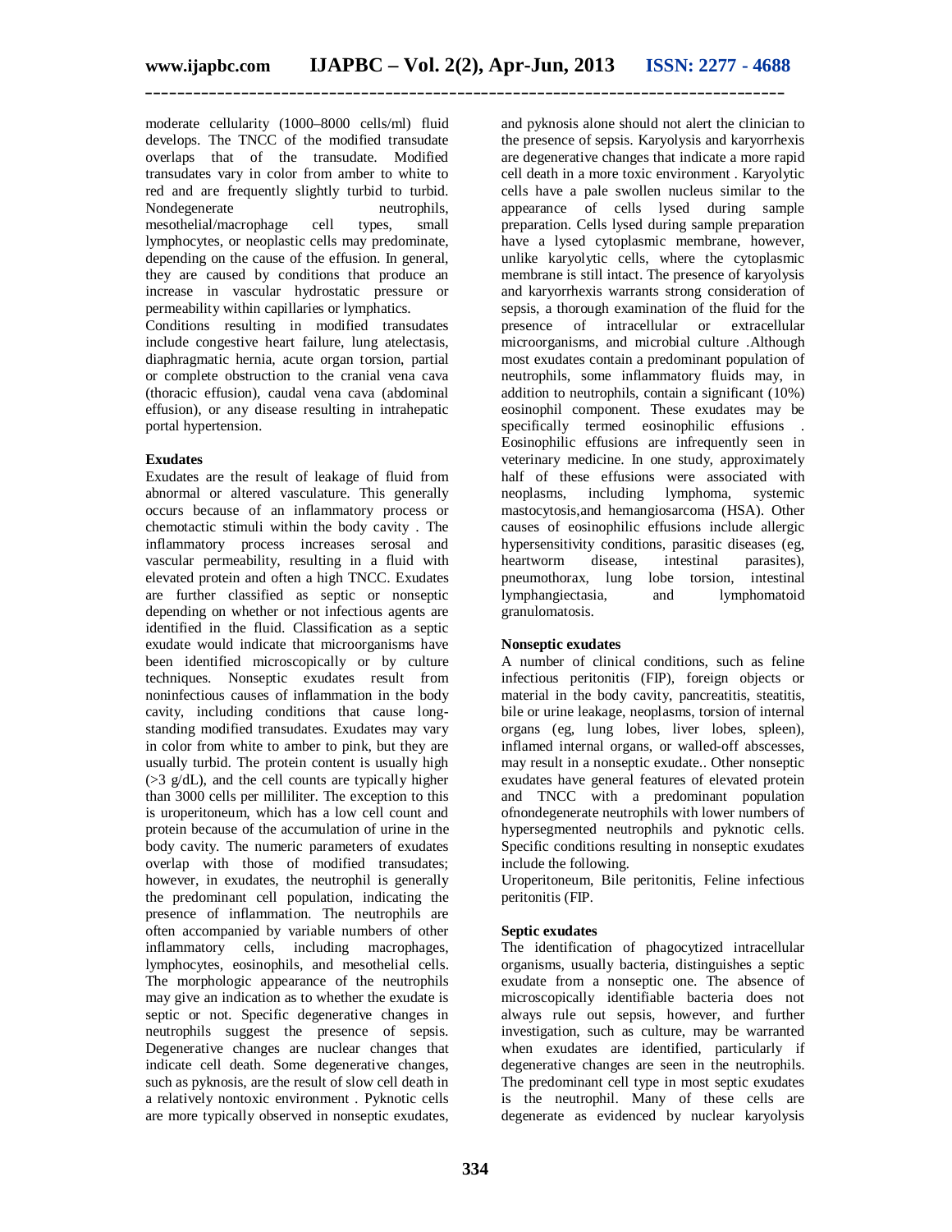moderate cellularity (1000–8000 cells/ml) fluid develops. The TNCC of the modified transudate overlaps that of the transudate. Modified transudates vary in color from amber to white to red and are frequently slightly turbid to turbid. Nondegenerate neutrophils, mesothelial/macrophage cell types, small lymphocytes, or neoplastic cells may predominate, depending on the cause of the effusion. In general, they are caused by conditions that produce an increase in vascular hydrostatic pressure or permeability within capillaries or lymphatics.

Conditions resulting in modified transudates include congestive heart failure, lung atelectasis, diaphragmatic hernia, acute organ torsion, partial or complete obstruction to the cranial vena cava (thoracic effusion), caudal vena cava (abdominal effusion), or any disease resulting in intrahepatic portal hypertension.

### Exudates

Exudates are the result of leakage of fluid from abnormal or altered vasculature. This generally occurs because of an inflammatory process or chemotactic stimuli within the body cavity . The inflammatory process increases serosal and vascular permeability, resulting in a fluid with elevated protein and often a high TNCC. Exudates are further classified as septic or nonseptic depending on whether or not infectious agents are identified in the fluid. Classification as a septic exudate would indicate that microorganisms have been identified microscopically or by culture techniques. Nonseptic exudates result from noninfectious causes of inflammation in the body cavity, including conditions that cause long-standing modified transudates. Exudates may vary in color from white to amber to pink, but they are usually turbid. The protein content is usually high (>3 g/dL), and the cell counts are typically higher than 3000 cells per milliliter. The exception to this is uroperitoneum, which has a low cell count and protein because of the accumulation of urine in the body cavity. The numeric parameters of exudates overlap with those of modified transudates; however, in exudates, the neutrophil is generally the predominant cell population, indicating the presence of inflammation. The neutrophils are often accompanied by variable numbers of other inflammatory cells, including macrophages, lymphocytes, eosinophils, and mesothelial cells. The morphologic appearance of the neutrophils may give an indication as to whether the exudate is septic or not. Specific degenerative changes in neutrophils suggest the presence of sepsis. Degenerative changes are nuclear changes that indicate cell death. Some degenerative changes, such as pyknosis, are the result of slow cell death in a relatively nontoxic environment . Pyknotic cells are more typically observed in nonseptic exudates, and pyknosis alone should not alert the clinician to the presence of sepsis. Karyolysis and karyorrhexis are degenerative changes that indicate a more rapid cell death in a more toxic environment . Karyolytic cells have a pale swollen nucleus similar to the appearance of cells lysed during sample preparation. Cells lysed during sample preparation have a lysed cytoplasmic membrane, however, unlike karyolytic cells, where the cytoplasmic membrane is still intact. The presence of karyolysis and karyorrhexis warrants strong consideration of sepsis, a thorough examination of the fluid for the presence of intracellular or extracellular microorganisms, and microbial culture .Although most exudates contain a predominant population of neutrophils, some inflammatory fluids may, in addition to neutrophils, contain a significant (10%) eosinophil component. These exudates may be specifically termed eosinophilic effusions . Eosinophilic effusions are infrequently seen in veterinary medicine. In one study, approximately half of these effusions were associated with neoplasms, including lymphoma, systemic mastocytosis,and hemangiosarcoma (HSA). Other causes of eosinophilic effusions include allergic hypersensitivity conditions, parasitic diseases (eg, heartworm disease, intestinal parasites), pneumothorax, lung lobe torsion, intestinal lymphangiectasia, and lymphomatoid granulomatosis.

### Nonseptic exudates

A number of clinical conditions, such as feline infectious peritonitis (FIP), foreign objects or material in the body cavity, pancreatitis, steatitis, bile or urine leakage, neoplasms, torsion of internal organs (eg, lung lobes, liver lobes, spleen), inflamed internal organs, or walled-off abscesses, may result in a nonseptic exudate.. Other nonseptic exudates have general features of elevated protein and TNCC with a predominant population ofnondegenerate neutrophils with lower numbers of hypersegmented neutrophils and pyknotic cells. Specific conditions resulting in nonseptic exudates include the following.

Uroperitoneum, Bile peritonitis, Feline infectious peritonitis (FIP.

### Septic exudates

The identification of phagocytized intracellular organisms, usually bacteria, distinguishes a septic exudate from a nonseptic one. The absence of microscopically identifiable bacteria does not always rule out sepsis, however, and further investigation, such as culture, may be warranted when exudates are identified, particularly if degenerative changes are seen in the neutrophils. The predominant cell type in most septic exudates is the neutrophil. Many of these cells are degenerate as evidenced by nuclear karyolysis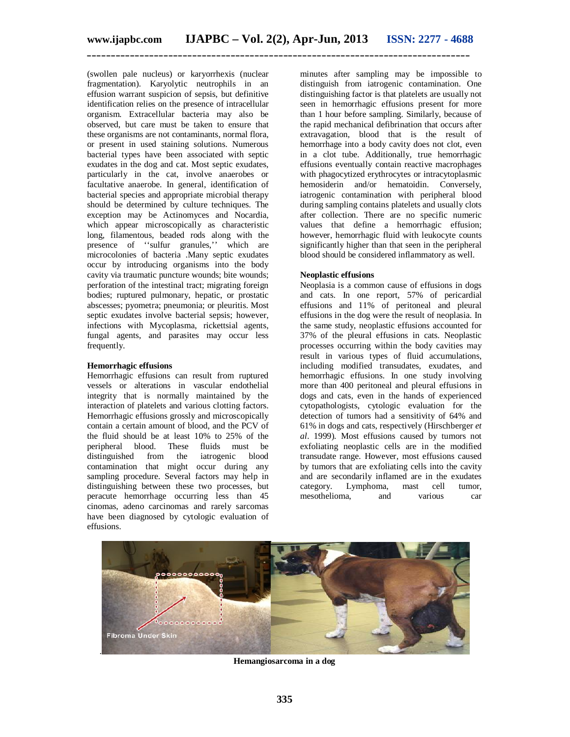(swollen pale nucleus) or karyorrhexis (nuclear fragmentation). Karyolytic neutrophils in an effusion warrant suspicion of sepsis, but definitive identification relies on the presence of intracellular organism. Extracellular bacteria may also be observed, but care must be taken to ensure that these organisms are not contaminants, normal flora, or present in used staining solutions. Numerous bacterial types have been associated with septic exudates in the dog and cat. Most septic exudates, particularly in the cat, involve anaerobes or facultative anaerobe. In general, identification of bacterial species and appropriate microbial therapy should be determined by culture techniques. The exception may be Actinomyces and Nocardia, which appear microscopically as characteristic long, filamentous, beaded rods along with the presence of ''sulfur granules,'' which are microcolonies of bacteria .Many septic exudates occur by introducing organisms into the body cavity via traumatic puncture wounds; bite wounds; perforation of the intestinal tract; migrating foreign bodies; ruptured pulmonary, hepatic, or prostatic abscesses; pyometra; pneumonia; or pleuritis. Most septic exudates involve bacterial sepsis; however, infections with Mycoplasma, rickettsial agents, fungal agents, and parasites may occur less frequently.

**Hemorrhagic effusions**

Hemorrhagic effusions can result from ruptured vessels or alterations in vascular endothelial integrity that is normally maintained by the interaction of platelets and various clotting factors. Hemorrhagic effusions grossly and microscopically contain a certain amount of blood, and the PCV of the fluid should be at least 10% to 25% of the peripheral blood. These fluids must be distinguished from the iatrogenic blood contamination that might occur during any sampling procedure. Several factors may help in distinguishing between these two processes, but peracute hemorrhage occurring less than 45 minutes after sampling may be impossible to distinguish from iatrogenic contamination. One distinguishing factor is that platelets are usually not seen in hemorrhagic effusions present for more than 1 hour before sampling. Similarly, because of the rapid mechanical defibrination that occurs after extravagation, blood that is the result of hemorrhage into a body cavity does not clot, even in a clot tube. Additionally, true hemorrhagic effusions eventually contain reactive macrophages with phagocytized erythrocytes or intracytoplasmic hemosiderin and/or hematoidin. Conversely, iatrogenic contamination with peripheral blood during sampling contains platelets and usually clots after collection. There are no specific numeric values that define a hemorrhagic effusion; however, hemorrhagic fluid with leukocyte counts significantly higher than that seen in the peripheral blood should be considered inflammatory as well.

**Neoplastic effusions**

Neoplasia is a common cause of effusions in dogs and cats. In one report, 57% of pericardial effusions and 11% of peritoneal and pleural effusions in the dog were the result of neoplasia. In the same study, neoplastic effusions accounted for 37% of the pleural effusions in cats. Neoplastic processes occurring within the body cavities may result in various types of fluid accumulations, including modified transudates, exudates, and hemorrhagic effusions. In one study involving more than 400 peritoneal and pleural effusions in dogs and cats, even in the hands of experienced cytopathologists, cytologic evaluation for the detection of tumors had a sensitivity of 64% and 61% in dogs and cats, respectively (Hirschberger *et al*. 1999). Most effusions caused by tumors not exfoliating neoplastic cells are in the modified transudate range. However, most effusions caused by tumors that are exfoliating cells into the cavity and are secondarily inflamed are in the exudates category. Lymphoma, mast cell tumor, mesothelioma, and various carcinomas, adeno carcinomas and rarely sarcomas have been diagnosed by cytologic evaluation of effusions.

Fibroma Under Skin

**Hemangiosarcoma in a dog**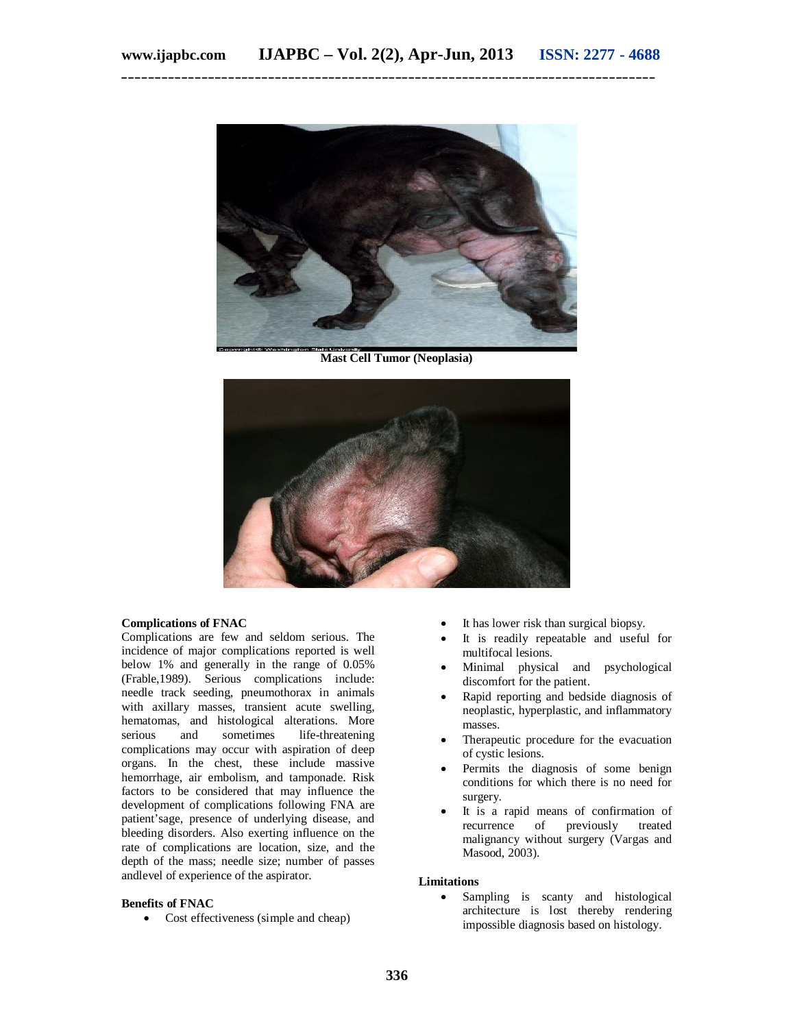Mast Cell Tumor (Neoplasia)

**Complications of FNAC**

Complications are few and seldom serious. The incidence of major complications reported is well below 1% and generally in the range of 0.05% (Frable,1989). Serious complications include: needle track seeding, pneumothorax in animals with axillary masses, transient acute swelling, hematomas, and histological alterations. More serious and sometimes life-threatening complications may occur with aspiration of deep organs. In the chest, these include massive hemorrhage, air embolism, and tamponade. Risk factors to be considered that may influence the development of complications following FNA are patient'sage, presence of underlying disease, and bleeding disorders. Also exerting influence on the rate of complications are location, size, and the depth of the mass; needle size; number of passes andlevel of experience of the aspirator.

**Benefits of FNAC**

- Cost effectiveness (simple and cheap)
- It has lower risk than surgical biopsy.
- It is readily repeatable and useful for multifocal lesions.
- Minimal physical and psychological discomfort for the patient.
- Rapid reporting and bedside diagnosis of neoplastic, hyperplastic, and inflammatory masses.
- Therapeutic procedure for the evacuation of cystic lesions.
- Permits the diagnosis of some benign conditions for which there is no need for surgery.
- It is a rapid means of confirmation of recurrence of previously treated malignancy without surgery (Vargas and Masood, 2003).

**Limitations**

- Sampling is scanty and histological architecture is lost thereby rendering impossible diagnosis based on histology.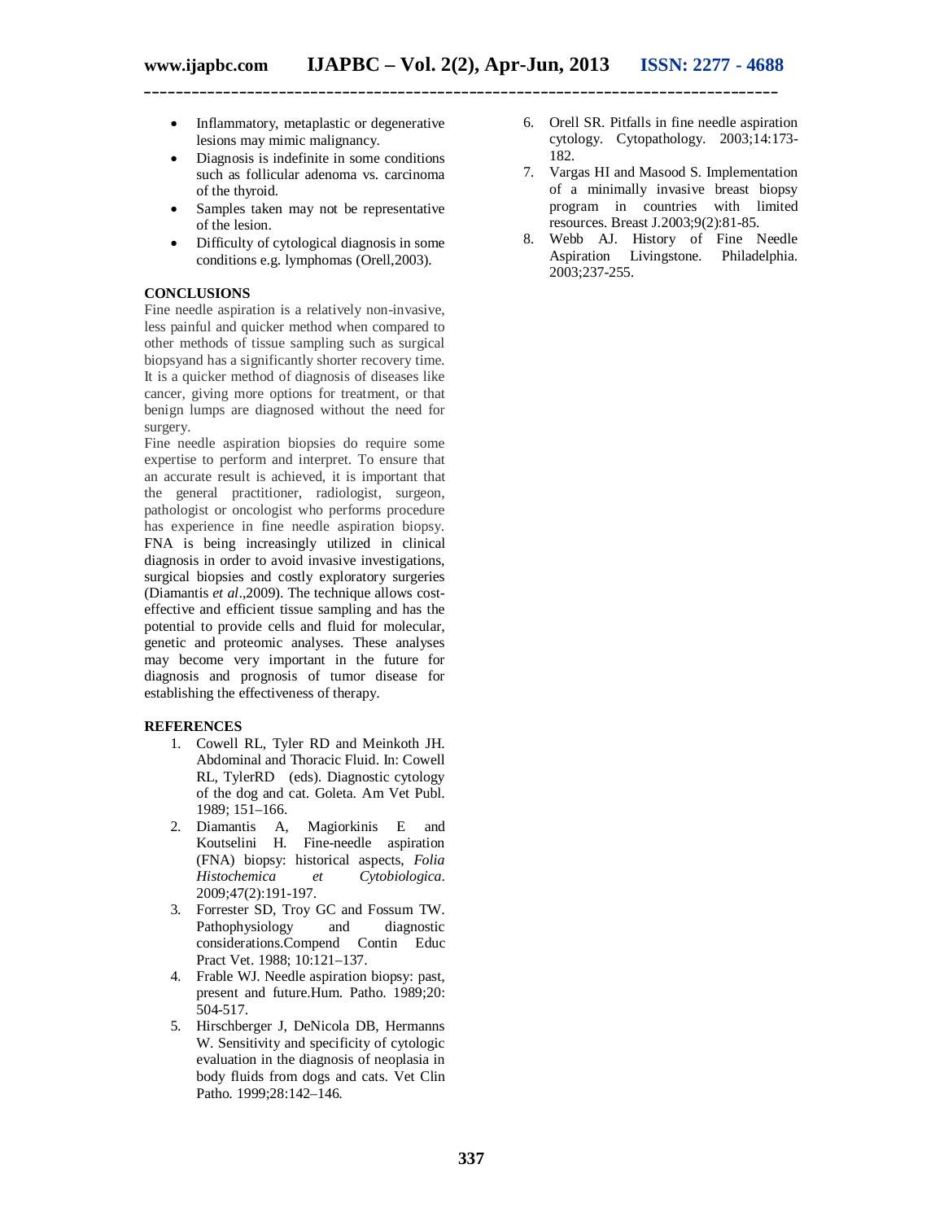- Inflammatory, metaplastic or degenerative lesions may mimic malignancy.
- Diagnosis is indefinite in some conditions such as follicular adenoma vs. carcinoma of the thyroid.
- Samples taken may not be representative of the lesion.
- Difficulty of cytological diagnosis in some conditions e.g. lymphomas (Orell,2003).

## CONCLUSIONS

Fine needle aspiration is a relatively non-invasive, less painful and quicker method when compared to other methods of tissue sampling such as surgical biopsyand has a significantly shorter recovery time. It is a quicker method of diagnosis of diseases like cancer, giving more options for treatment, or that benign lumps are diagnosed without the need for surgery.

Fine needle aspiration biopsies do require some expertise to perform and interpret. To ensure that an accurate result is achieved, it is important that the general practitioner, radiologist, surgeon, pathologist or oncologist who performs procedure has experience in fine needle aspiration biopsy. FNA is being increasingly utilized in clinical diagnosis in order to avoid invasive investigations, surgical biopsies and costly exploratory surgeries (Diamantis *et al*.,2009). The technique allows cost-effective and efficient tissue sampling and has the potential to provide cells and fluid for molecular, genetic and proteomic analyses. These analyses may become very important in the future for diagnosis and prognosis of tumor disease for establishing the effectiveness of therapy.

## REFERENCES

1. Cowell RL, Tyler RD and Meinkoth JH. Abdominal and Thoracic Fluid. In: Cowell RL, TylerRD (eds). Diagnostic cytology of the dog and cat. Goleta. Am Vet Publ. 1989; 151–166.
2. Diamantis A, Magiorkinis E and Koutselini H. Fine-needle aspiration (FNA) biopsy: historical aspects, *Folia Histochemica et Cytobiologica*. 2009;47(2):191-197.
3. Forrester SD, Troy GC and Fossum TW. Pathophysiology and diagnostic considerations.Compend Contin Educ Pract Vet. 1988; 10:121–137.
4. Frable WJ. Needle aspiration biopsy: past, present and future.Hum. Patho. 1989;20: 504-517.
5. Hirschberger J, DeNicola DB, Hermanns W. Sensitivity and specificity of cytologic evaluation in the diagnosis of neoplasia in body fluids from dogs and cats. Vet Clin Patho. 1999;28:142–146.
6. Orell SR. Pitfalls in fine needle aspiration cytology. Cytopathology. 2003;14:173-182.
7. Vargas HI and Masood S. Implementation of a minimally invasive breast biopsy program in countries with limited resources. Breast J.2003;9(2):81-85.
8. Webb AJ. History of Fine Needle Aspiration Livingstone. Philadelphia. 2003;237-255.